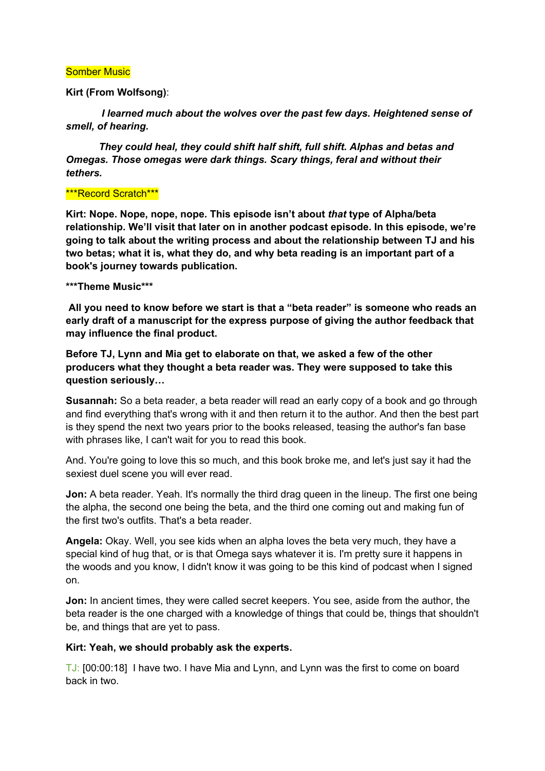Somber Music

**Kirt (From Wolfsong)**:

***I learned much about the wolves over the past few days. Heightened sense of smell, of hearing.***

***They could heal, they could shift half shift, full shift. Alphas and betas and Omegas. Those omegas were dark things. Scary things, feral and without their tethers.***

\*\*\*Record Scratch\*\*\*

**Kirt: Nope. Nope, nope, nope. This episode isn't about *that* type of Alpha/beta relationship. We'll visit that later on in another podcast episode. In this episode, we're going to talk about the writing process and about the relationship between TJ and his two betas; what it is, what they do, and why beta reading is an important part of a book's journey towards publication.**

**\*\*\*Theme Music\*\*\***

**All you need to know before we start is that a "beta reader" is someone who reads an early draft of a manuscript for the express purpose of giving the author feedback that may influence the final product.**

**Before TJ, Lynn and Mia get to elaborate on that, we asked a few of the other producers what they thought a beta reader was. They were supposed to take this question seriously…**

**Susannah:** So a beta reader, a beta reader will read an early copy of a book and go through and find everything that's wrong with it and then return it to the author. And then the best part is they spend the next two years prior to the books released, teasing the author's fan base with phrases like, I can't wait for you to read this book.

And. You're going to love this so much, and this book broke me, and let's just say it had the sexiest duel scene you will ever read.

**Jon:** A beta reader. Yeah. It's normally the third drag queen in the lineup. The first one being the alpha, the second one being the beta, and the third one coming out and making fun of the first two's outfits. That's a beta reader.

**Angela:** Okay. Well, you see kids when an alpha loves the beta very much, they have a special kind of hug that, or is that Omega says whatever it is. I'm pretty sure it happens in the woods and you know, I didn't know it was going to be this kind of podcast when I signed on.

**Jon:** In ancient times, they were called secret keepers. You see, aside from the author, the beta reader is the one charged with a knowledge of things that could be, things that shouldn't be, and things that are yet to pass.

**Kirt: Yeah, we should probably ask the experts.**

TJ: [00:00:18] I have two. I have Mia and Lynn, and Lynn was the first to come on board back in two.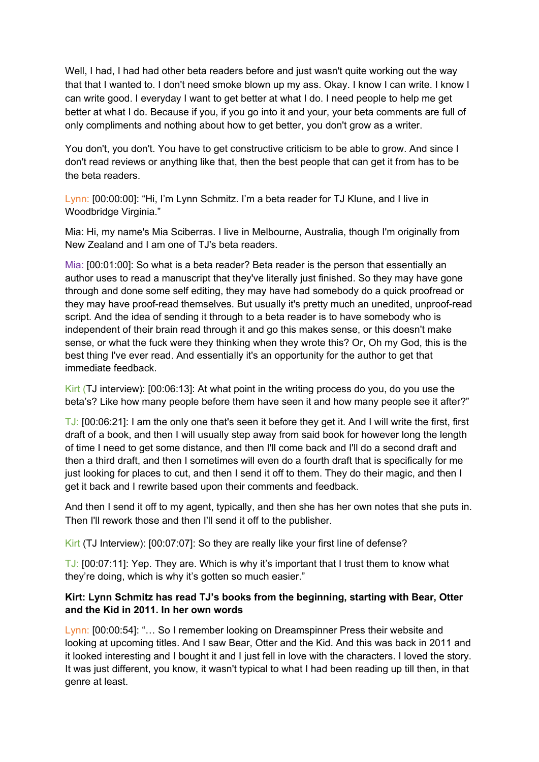Well, I had, I had had other beta readers before and just wasn't quite working out the way that that I wanted to. I don't need smoke blown up my ass. Okay. I know I can write. I know I can write good. I everyday I want to get better at what I do. I need people to help me get better at what I do. Because if you, if you go into it and your, your beta comments are full of only compliments and nothing about how to get better, you don't grow as a writer.

You don't, you don't. You have to get constructive criticism to be able to grow. And since I don't read reviews or anything like that, then the best people that can get it from has to be the beta readers.

Lynn: [00:00:00]: "Hi, I'm Lynn Schmitz. I'm a beta reader for TJ Klune, and I live in Woodbridge Virginia."

Mia: Hi, my name's Mia Sciberras. I live in Melbourne, Australia, though I'm originally from New Zealand and I am one of TJ's beta readers.

Mia: [00:01:00]: So what is a beta reader? Beta reader is the person that essentially an author uses to read a manuscript that they've literally just finished. So they may have gone through and done some self editing, they may have had somebody do a quick proofread or they may have proof-read themselves. But usually it's pretty much an unedited, unproof-read script. And the idea of sending it through to a beta reader is to have somebody who is independent of their brain read through it and go this makes sense, or this doesn't make sense, or what the fuck were they thinking when they wrote this? Or, Oh my God, this is the best thing I've ever read. And essentially it's an opportunity for the author to get that immediate feedback.

Kirt (TJ interview): [00:06:13]: At what point in the writing process do you, do you use the beta's? Like how many people before them have seen it and how many people see it after?"

TJ: [00:06:21]: I am the only one that's seen it before they get it. And I will write the first, first draft of a book, and then I will usually step away from said book for however long the length of time I need to get some distance, and then I'll come back and I'll do a second draft and then a third draft, and then I sometimes will even do a fourth draft that is specifically for me just looking for places to cut, and then I send it off to them. They do their magic, and then I get it back and I rewrite based upon their comments and feedback.

And then I send it off to my agent, typically, and then she has her own notes that she puts in. Then I'll rework those and then I'll send it off to the publisher.

Kirt (TJ Interview): [00:07:07]: So they are really like your first line of defense?

TJ: [00:07:11]: Yep. They are. Which is why it's important that I trust them to know what they're doing, which is why it's gotten so much easier."

**Kirt: Lynn Schmitz has read TJ's books from the beginning, starting with Bear, Otter and the Kid in 2011. In her own words**

Lynn: [00:00:54]: "… So I remember looking on Dreamspinner Press their website and looking at upcoming titles. And I saw Bear, Otter and the Kid. And this was back in 2011 and it looked interesting and I bought it and I just fell in love with the characters. I loved the story. It was just different, you know, it wasn't typical to what I had been reading up till then, in that genre at least.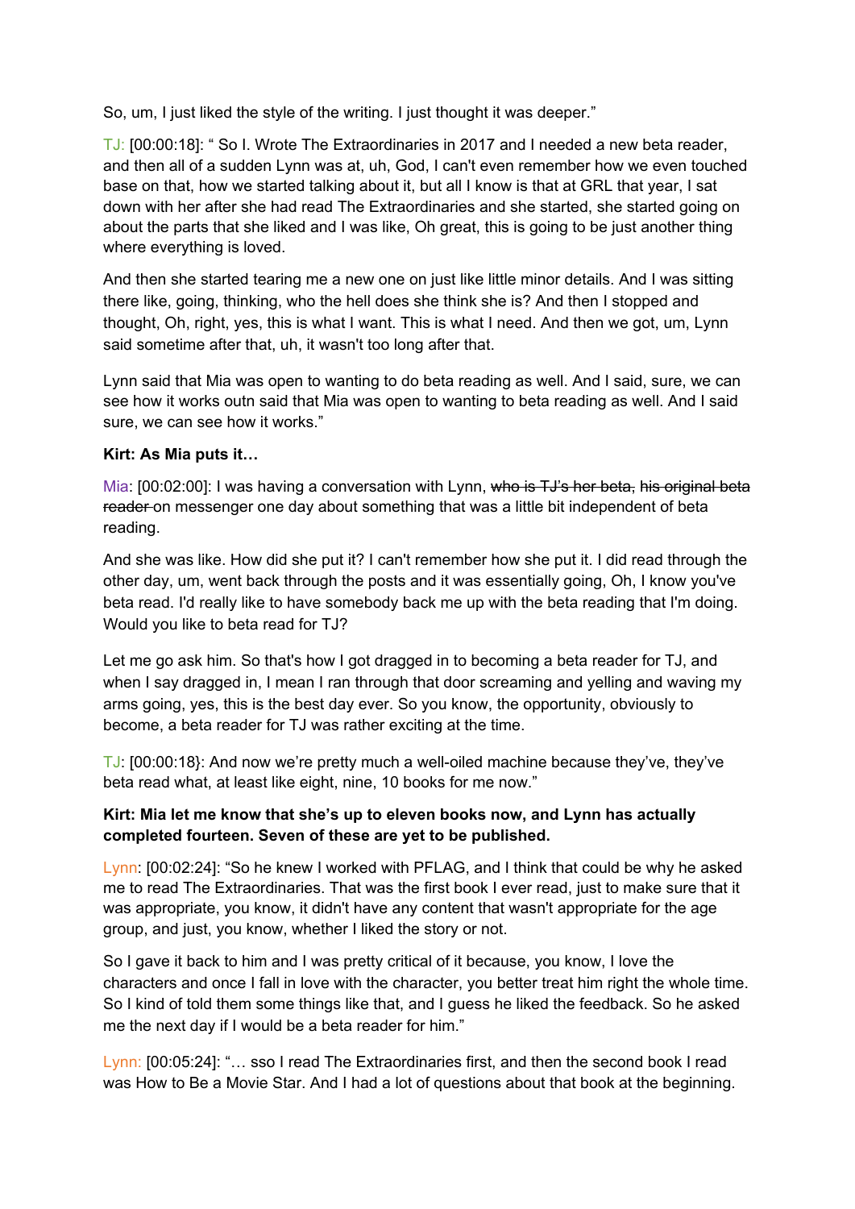So, um, I just liked the style of the writing. I just thought it was deeper."

TJ: [00:00:18]: " So I. Wrote The Extraordinaries in 2017 and I needed a new beta reader, and then all of a sudden Lynn was at, uh, God, I can't even remember how we even touched base on that, how we started talking about it, but all I know is that at GRL that year, I sat down with her after she had read The Extraordinaries and she started, she started going on about the parts that she liked and I was like, Oh great, this is going to be just another thing where everything is loved.

And then she started tearing me a new one on just like little minor details. And I was sitting there like, going, thinking, who the hell does she think she is? And then I stopped and thought, Oh, right, yes, this is what I want. This is what I need. And then we got, um, Lynn said sometime after that, uh, it wasn't too long after that.

Lynn said that Mia was open to wanting to do beta reading as well. And I said, sure, we can see how it works outn said that Mia was open to wanting to beta reading as well. And I said sure, we can see how it works."

**Kirt: As Mia puts it…**

Mia: [00:02:00]: I was having a conversation with Lynn, ~~who is TJ's her beta,~~ ~~his original beta reader~~ on messenger one day about something that was a little bit independent of beta reading.

And she was like. How did she put it? I can't remember how she put it. I did read through the other day, um, went back through the posts and it was essentially going, Oh, I know you've beta read. I'd really like to have somebody back me up with the beta reading that I'm doing. Would you like to beta read for TJ?

Let me go ask him. So that's how I got dragged in to becoming a beta reader for TJ, and when I say dragged in, I mean I ran through that door screaming and yelling and waving my arms going, yes, this is the best day ever. So you know, the opportunity, obviously to become, a beta reader for TJ was rather exciting at the time.

TJ: [00:00:18}: And now we're pretty much a well-oiled machine because they've, they've beta read what, at least like eight, nine, 10 books for me now."

**Kirt: Mia let me know that she's up to eleven books now, and Lynn has actually completed fourteen. Seven of these are yet to be published.**

Lynn: [00:02:24]: "So he knew I worked with PFLAG, and I think that could be why he asked me to read The Extraordinaries. That was the first book I ever read, just to make sure that it was appropriate, you know, it didn't have any content that wasn't appropriate for the age group, and just, you know, whether I liked the story or not.

So I gave it back to him and I was pretty critical of it because, you know, I love the characters and once I fall in love with the character, you better treat him right the whole time. So I kind of told them some things like that, and I guess he liked the feedback. So he asked me the next day if I would be a beta reader for him."

Lynn: [00:05:24]: "… sso I read The Extraordinaries first, and then the second book I read was How to Be a Movie Star. And I had a lot of questions about that book at the beginning.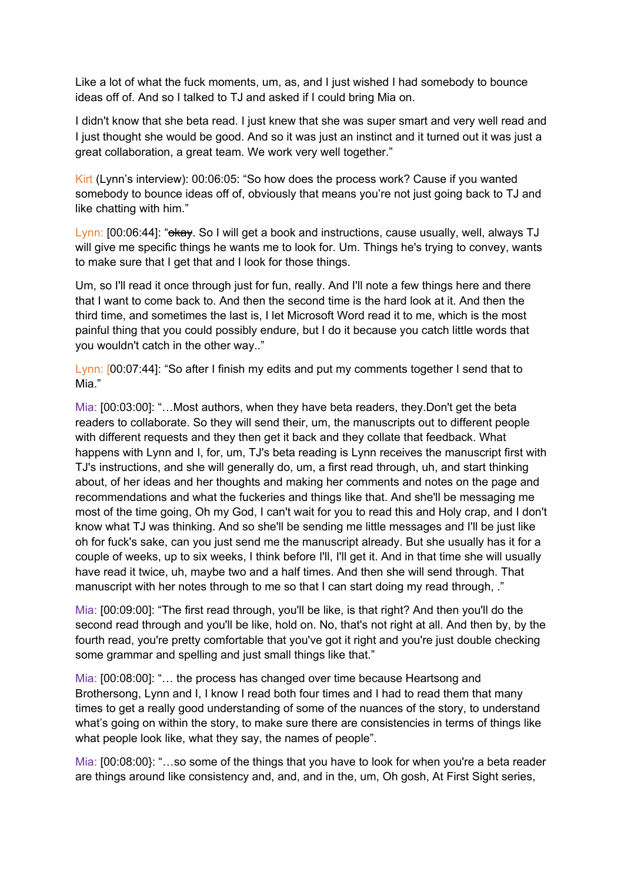Like a lot of what the fuck moments, um, as, and I just wished I had somebody to bounce ideas off of. And so I talked to TJ and asked if I could bring Mia on.

I didn't know that she beta read. I just knew that she was super smart and very well read and I just thought she would be good. And so it was just an instinct and it turned out it was just a great collaboration, a great team. We work very well together."

Kirt (Lynn's interview): 00:06:05: "So how does the process work? Cause if you wanted somebody to bounce ideas off of, obviously that means you're not just going back to TJ and like chatting with him."

Lynn: [00:06:44]: "~~okay~~. So I will get a book and instructions, cause usually, well, always TJ will give me specific things he wants me to look for. Um. Things he's trying to convey, wants to make sure that I get that and I look for those things.

Um, so I'll read it once through just for fun, really. And I'll note a few things here and there that I want to come back to. And then the second time is the hard look at it. And then the third time, and sometimes the last is, I let Microsoft Word read it to me, which is the most painful thing that you could possibly endure, but I do it because you catch little words that you wouldn't catch in the other way.."

Lynn: [00:07:44]: "So after I finish my edits and put my comments together I send that to Mia."

Mia: [00:03:00]: "…Most authors, when they have beta readers, they.Don't get the beta readers to collaborate. So they will send their, um, the manuscripts out to different people with different requests and they then get it back and they collate that feedback. What happens with Lynn and I, for, um, TJ's beta reading is Lynn receives the manuscript first with TJ's instructions, and she will generally do, um, a first read through, uh, and start thinking about, of her ideas and her thoughts and making her comments and notes on the page and recommendations and what the fuckeries and things like that. And she'll be messaging me most of the time going, Oh my God, I can't wait for you to read this and Holy crap, and I don't know what TJ was thinking. And so she'll be sending me little messages and I'll be just like oh for fuck's sake, can you just send me the manuscript already. But she usually has it for a couple of weeks, up to six weeks, I think before I'll, I'll get it. And in that time she will usually have read it twice, uh, maybe two and a half times. And then she will send through. That manuscript with her notes through to me so that I can start doing my read through, ."

Mia: [00:09:00]: "The first read through, you'll be like, is that right? And then you'll do the second read through and you'll be like, hold on. No, that's not right at all. And then by, by the fourth read, you're pretty comfortable that you've got it right and you're just double checking some grammar and spelling and just small things like that."

Mia: [00:08:00]: "… the process has changed over time because Heartsong and Brothersong, Lynn and I, I know I read both four times and I had to read them that many times to get a really good understanding of some of the nuances of the story, to understand what's going on within the story, to make sure there are consistencies in terms of things like what people look like, what they say, the names of people".

Mia: [00:08:00}: "…so some of the things that you have to look for when you're a beta reader are things around like consistency and, and, and in the, um, Oh gosh, At First Sight series,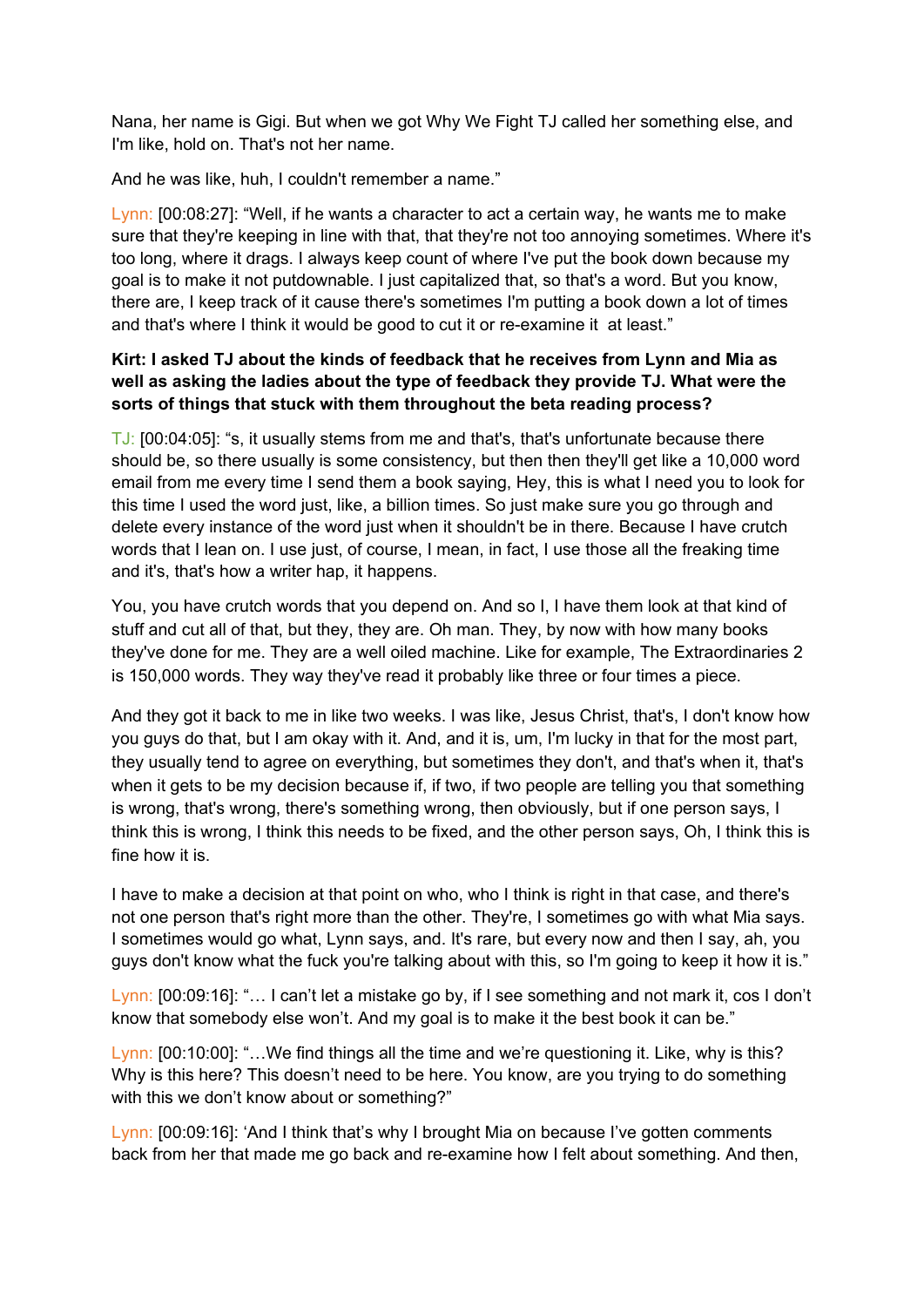Nana, her name is Gigi. But when we got Why We Fight TJ called her something else, and I'm like, hold on. That's not her name.

And he was like, huh, I couldn't remember a name."

Lynn: [00:08:27]: "Well, if he wants a character to act a certain way, he wants me to make sure that they're keeping in line with that, that they're not too annoying sometimes. Where it's too long, where it drags. I always keep count of where I've put the book down because my goal is to make it not putdownable. I just capitalized that, so that's a word. But you know, there are, I keep track of it cause there's sometimes I'm putting a book down a lot of times and that's where I think it would be good to cut it or re-examine it at least."

**Kirt: I asked TJ about the kinds of feedback that he receives from Lynn and Mia as well as asking the ladies about the type of feedback they provide TJ. What were the sorts of things that stuck with them throughout the beta reading process?**

TJ: [00:04:05]: "s, it usually stems from me and that's, that's unfortunate because there should be, so there usually is some consistency, but then then they'll get like a 10,000 word email from me every time I send them a book saying, Hey, this is what I need you to look for this time I used the word just, like, a billion times. So just make sure you go through and delete every instance of the word just when it shouldn't be in there. Because I have crutch words that I lean on. I use just, of course, I mean, in fact, I use those all the freaking time and it's, that's how a writer hap, it happens.

You, you have crutch words that you depend on. And so I, I have them look at that kind of stuff and cut all of that, but they, they are. Oh man. They, by now with how many books they've done for me. They are a well oiled machine. Like for example, The Extraordinaries 2 is 150,000 words. They way they've read it probably like three or four times a piece.

And they got it back to me in like two weeks. I was like, Jesus Christ, that's, I don't know how you guys do that, but I am okay with it. And, and it is, um, I'm lucky in that for the most part, they usually tend to agree on everything, but sometimes they don't, and that's when it, that's when it gets to be my decision because if, if two, if two people are telling you that something is wrong, that's wrong, there's something wrong, then obviously, but if one person says, I think this is wrong, I think this needs to be fixed, and the other person says, Oh, I think this is fine how it is.

I have to make a decision at that point on who, who I think is right in that case, and there's not one person that's right more than the other. They're, I sometimes go with what Mia says. I sometimes would go what, Lynn says, and. It's rare, but every now and then I say, ah, you guys don't know what the fuck you're talking about with this, so I'm going to keep it how it is."

Lynn: [00:09:16]: "… I can't let a mistake go by, if I see something and not mark it, cos I don't know that somebody else won't. And my goal is to make it the best book it can be."

Lynn: [00:10:00]: "…We find things all the time and we're questioning it. Like, why is this? Why is this here? This doesn't need to be here. You know, are you trying to do something with this we don't know about or something?"

Lynn: [00:09:16]: 'And I think that's why I brought Mia on because I've gotten comments back from her that made me go back and re-examine how I felt about something. And then,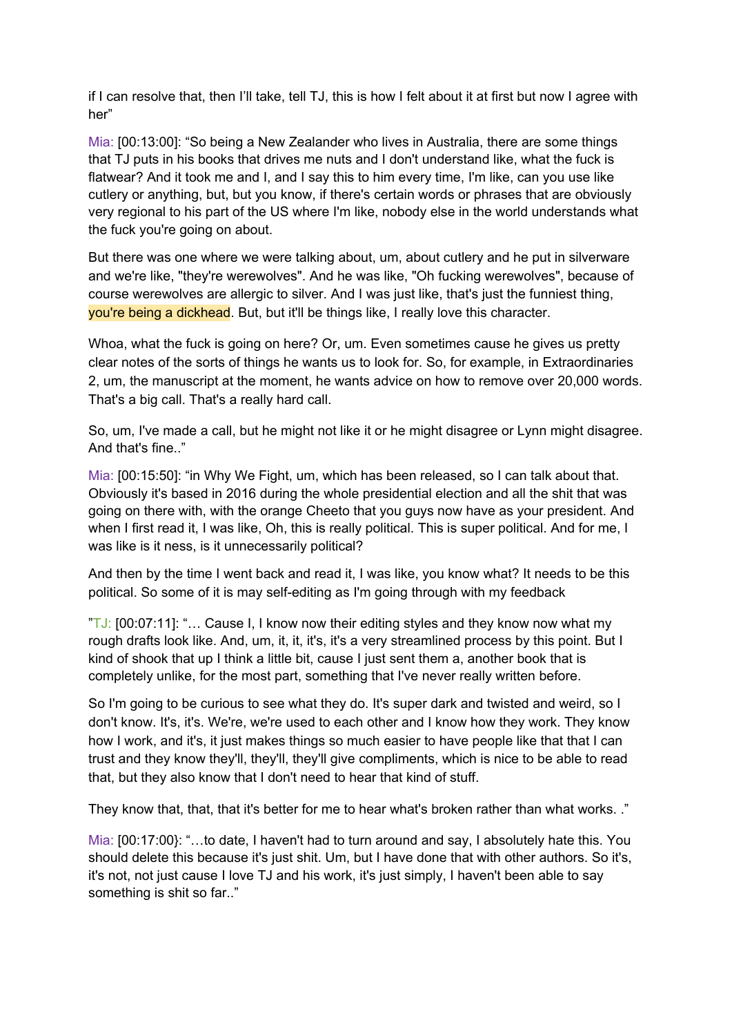if I can resolve that, then I'll take, tell TJ, this is how I felt about it at first but now I agree with her"

Mia: [00:13:00]: "So being a New Zealander who lives in Australia, there are some things that TJ puts in his books that drives me nuts and I don't understand like, what the fuck is flatwear? And it took me and I, and I say this to him every time, I'm like, can you use like cutlery or anything, but, but you know, if there's certain words or phrases that are obviously very regional to his part of the US where I'm like, nobody else in the world understands what the fuck you're going on about.

But there was one where we were talking about, um, about cutlery and he put in silverware and we're like, "they're werewolves". And he was like, "Oh fucking werewolves", because of course werewolves are allergic to silver. And I was just like, that's just the funniest thing, you're being a dickhead. But, but it'll be things like, I really love this character.

Whoa, what the fuck is going on here? Or, um. Even sometimes cause he gives us pretty clear notes of the sorts of things he wants us to look for. So, for example, in Extraordinaries 2, um, the manuscript at the moment, he wants advice on how to remove over 20,000 words. That's a big call. That's a really hard call.

So, um, I've made a call, but he might not like it or he might disagree or Lynn might disagree. And that's fine.."

Mia: [00:15:50]: "in Why We Fight, um, which has been released, so I can talk about that. Obviously it's based in 2016 during the whole presidential election and all the shit that was going on there with, with the orange Cheeto that you guys now have as your president. And when I first read it, I was like, Oh, this is really political. This is super political. And for me, I was like is it ness, is it unnecessarily political?

And then by the time I went back and read it, I was like, you know what? It needs to be this political. So some of it is may self-editing as I'm going through with my feedback

"TJ: [00:07:11]: "… Cause I, I know now their editing styles and they know now what my rough drafts look like. And, um, it, it, it's, it's a very streamlined process by this point. But I kind of shook that up I think a little bit, cause I just sent them a, another book that is completely unlike, for the most part, something that I've never really written before.

So I'm going to be curious to see what they do. It's super dark and twisted and weird, so I don't know. It's, it's. We're, we're used to each other and I know how they work. They know how I work, and it's, it just makes things so much easier to have people like that that I can trust and they know they'll, they'll, they'll give compliments, which is nice to be able to read that, but they also know that I don't need to hear that kind of stuff.

They know that, that, that it's better for me to hear what's broken rather than what works. ."

Mia: [00:17:00}: "…to date, I haven't had to turn around and say, I absolutely hate this. You should delete this because it's just shit. Um, but I have done that with other authors. So it's, it's not, not just cause I love TJ and his work, it's just simply, I haven't been able to say something is shit so far.."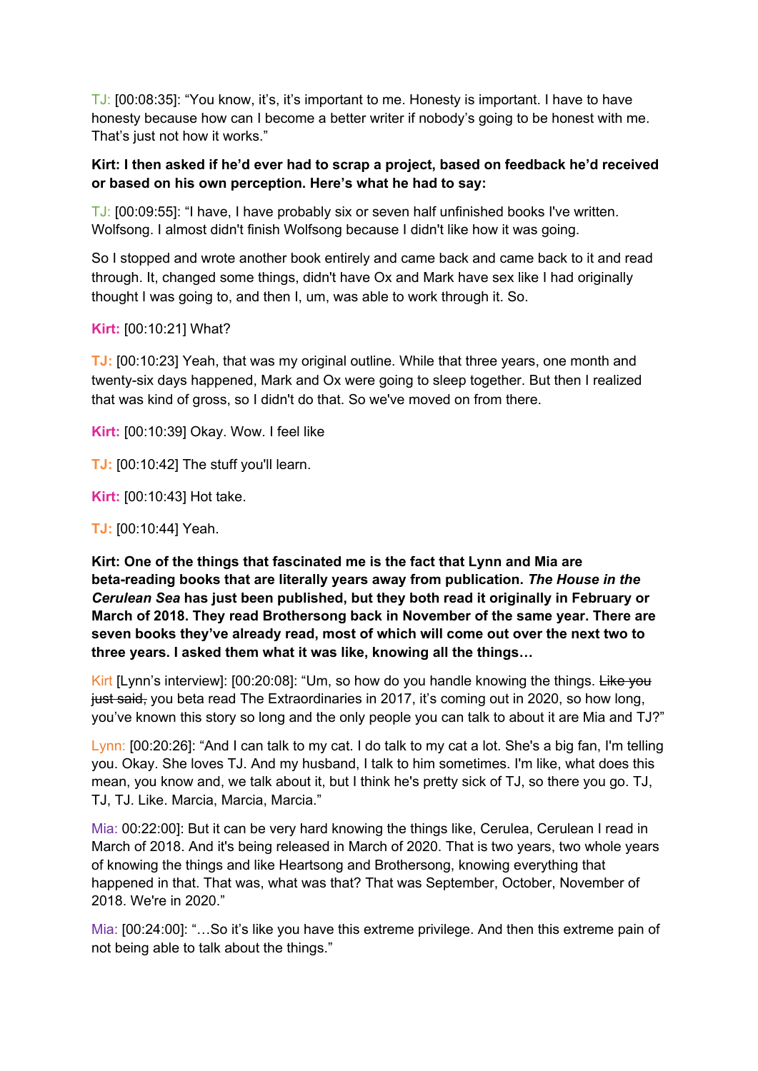TJ: [00:08:35]: "You know, it's, it's important to me. Honesty is important. I have to have honesty because how can I become a better writer if nobody's going to be honest with me. That's just not how it works."

**Kirt: I then asked if he'd ever had to scrap a project, based on feedback he'd received or based on his own perception. Here's what he had to say:**

TJ: [00:09:55]: "I have, I have probably six or seven half unfinished books I've written. Wolfsong. I almost didn't finish Wolfsong because I didn't like how it was going.

So I stopped and wrote another book entirely and came back and came back to it and read through. It, changed some things, didn't have Ox and Mark have sex like I had originally thought I was going to, and then I, um, was able to work through it. So.

**Kirt:** [00:10:21] What?

**TJ:** [00:10:23] Yeah, that was my original outline. While that three years, one month and twenty-six days happened, Mark and Ox were going to sleep together. But then I realized that was kind of gross, so I didn't do that. So we've moved on from there.

**Kirt:** [00:10:39] Okay. Wow. I feel like

**TJ:** [00:10:42] The stuff you'll learn.

**Kirt:** [00:10:43] Hot take.

**TJ:** [00:10:44] Yeah.

**Kirt: One of the things that fascinated me is the fact that Lynn and Mia are beta-reading books that are literally years away from publication. *The House in the Cerulean Sea* has just been published, but they both read it originally in February or March of 2018. They read Brothersong back in November of the same year. There are seven books they've already read, most of which will come out over the next two to three years. I asked them what it was like, knowing all the things…**

Kirt [Lynn's interview]: [00:20:08]: "Um, so how do you handle knowing the things. ~~Like you just said,~~ you beta read The Extraordinaries in 2017, it's coming out in 2020, so how long, you've known this story so long and the only people you can talk to about it are Mia and TJ?"

Lynn: [00:20:26]: "And I can talk to my cat. I do talk to my cat a lot. She's a big fan, I'm telling you. Okay. She loves TJ. And my husband, I talk to him sometimes. I'm like, what does this mean, you know and, we talk about it, but I think he's pretty sick of TJ, so there you go. TJ, TJ, TJ. Like. Marcia, Marcia, Marcia."

Mia: 00:22:00]: But it can be very hard knowing the things like, Cerulea, Cerulean I read in March of 2018. And it's being released in March of 2020. That is two years, two whole years of knowing the things and like Heartsong and Brothersong, knowing everything that happened in that. That was, what was that? That was September, October, November of 2018. We're in 2020."

Mia: [00:24:00]: "…So it's like you have this extreme privilege. And then this extreme pain of not being able to talk about the things."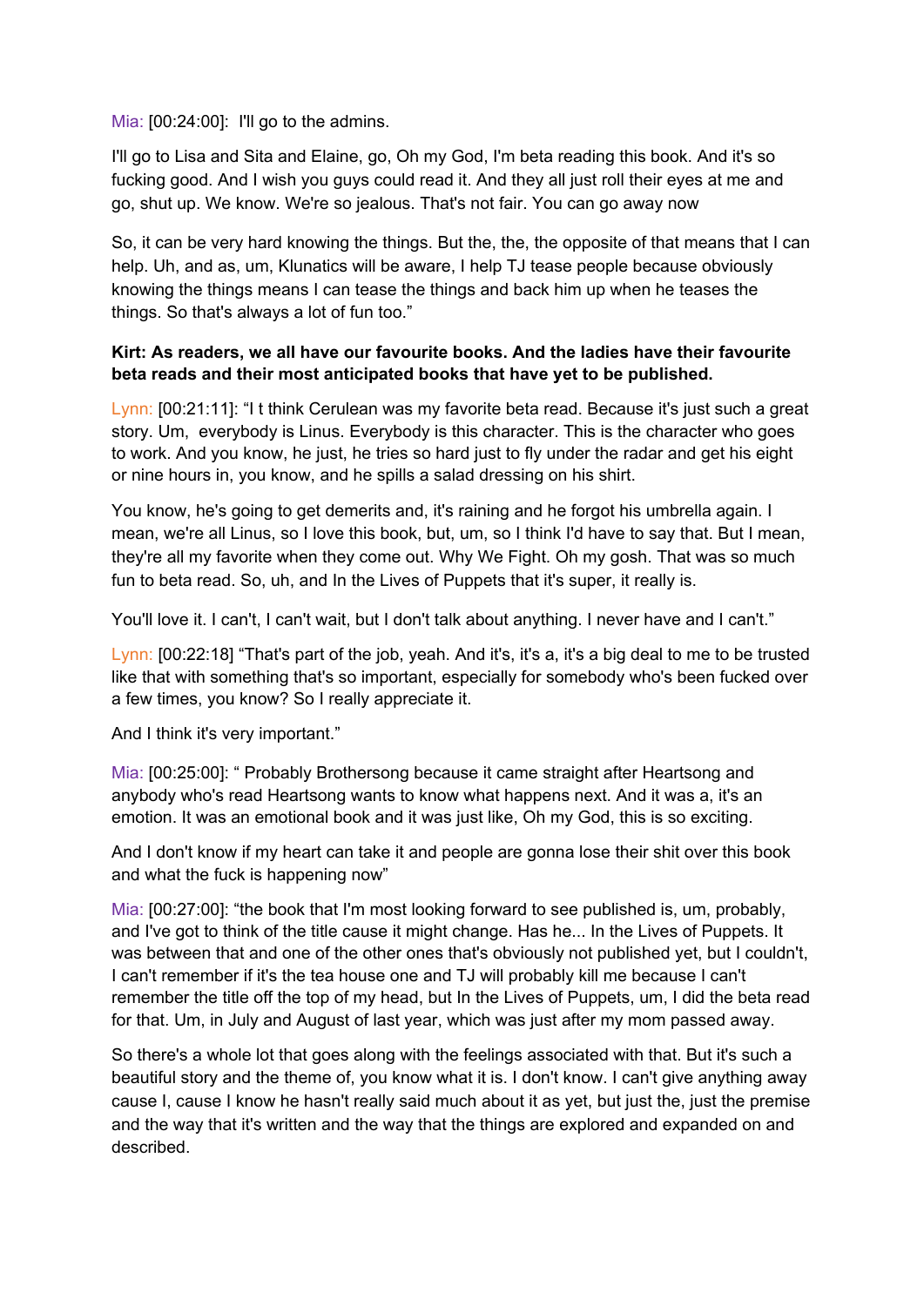Mia: [00:24:00]: I'll go to the admins.

I'll go to Lisa and Sita and Elaine, go, Oh my God, I'm beta reading this book. And it's so fucking good. And I wish you guys could read it. And they all just roll their eyes at me and go, shut up. We know. We're so jealous. That's not fair. You can go away now

So, it can be very hard knowing the things. But the, the, the opposite of that means that I can help. Uh, and as, um, Klunatics will be aware, I help TJ tease people because obviously knowing the things means I can tease the things and back him up when he teases the things. So that's always a lot of fun too."

**Kirt: As readers, we all have our favourite books. And the ladies have their favourite beta reads and their most anticipated books that have yet to be published.**

Lynn: [00:21:11]: "I t think Cerulean was my favorite beta read. Because it's just such a great story. Um, everybody is Linus. Everybody is this character. This is the character who goes to work. And you know, he just, he tries so hard just to fly under the radar and get his eight or nine hours in, you know, and he spills a salad dressing on his shirt.

You know, he's going to get demerits and, it's raining and he forgot his umbrella again. I mean, we're all Linus, so I love this book, but, um, so I think I'd have to say that. But I mean, they're all my favorite when they come out. Why We Fight. Oh my gosh. That was so much fun to beta read. So, uh, and In the Lives of Puppets that it's super, it really is.

You'll love it. I can't, I can't wait, but I don't talk about anything. I never have and I can't."

Lynn: [00:22:18] "That's part of the job, yeah. And it's, it's a, it's a big deal to me to be trusted like that with something that's so important, especially for somebody who's been fucked over a few times, you know? So I really appreciate it.

And I think it's very important."

Mia: [00:25:00]: " Probably Brothersong because it came straight after Heartsong and anybody who's read Heartsong wants to know what happens next. And it was a, it's an emotion. It was an emotional book and it was just like, Oh my God, this is so exciting.

And I don't know if my heart can take it and people are gonna lose their shit over this book and what the fuck is happening now"

Mia: [00:27:00]: "the book that I'm most looking forward to see published is, um, probably, and I've got to think of the title cause it might change. Has he... In the Lives of Puppets. It was between that and one of the other ones that's obviously not published yet, but I couldn't, I can't remember if it's the tea house one and TJ will probably kill me because I can't remember the title off the top of my head, but In the Lives of Puppets, um, I did the beta read for that. Um, in July and August of last year, which was just after my mom passed away.

So there's a whole lot that goes along with the feelings associated with that. But it's such a beautiful story and the theme of, you know what it is. I don't know. I can't give anything away cause I, cause I know he hasn't really said much about it as yet, but just the, just the premise and the way that it's written and the way that the things are explored and expanded on and described.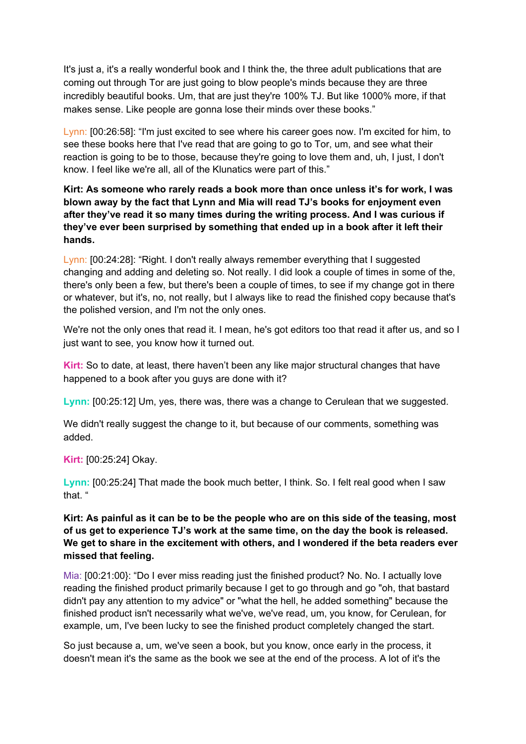It's just a, it's a really wonderful book and I think the, the three adult publications that are coming out through Tor are just going to blow people's minds because they are three incredibly beautiful books. Um, that are just they're 100% TJ. But like 1000% more, if that makes sense. Like people are gonna lose their minds over these books."

Lynn: [00:26:58]: "I'm just excited to see where his career goes now. I'm excited for him, to see these books here that I've read that are going to go to Tor, um, and see what their reaction is going to be to those, because they're going to love them and, uh, I just, I don't know. I feel like we're all, all of the Klunatics were part of this."

**Kirt: As someone who rarely reads a book more than once unless it's for work, I was blown away by the fact that Lynn and Mia will read TJ's books for enjoyment even after they've read it so many times during the writing process. And I was curious if they've ever been surprised by something that ended up in a book after it left their hands.**

Lynn: [00:24:28]: "Right. I don't really always remember everything that I suggested changing and adding and deleting so. Not really. I did look a couple of times in some of the, there's only been a few, but there's been a couple of times, to see if my change got in there or whatever, but it's, no, not really, but I always like to read the finished copy because that's the polished version, and I'm not the only ones.

We're not the only ones that read it. I mean, he's got editors too that read it after us, and so I just want to see, you know how it turned out.

**Kirt:** So to date, at least, there haven't been any like major structural changes that have happened to a book after you guys are done with it?

**Lynn:** [00:25:12] Um, yes, there was, there was a change to Cerulean that we suggested.

We didn't really suggest the change to it, but because of our comments, something was added.

**Kirt:** [00:25:24] Okay.

**Lynn:** [00:25:24] That made the book much better, I think. So. I felt real good when I saw that. "

**Kirt: As painful as it can be to be the people who are on this side of the teasing, most of us get to experience TJ's work at the same time, on the day the book is released. We get to share in the excitement with others, and I wondered if the beta readers ever missed that feeling.**

Mia: [00:21:00}: "Do I ever miss reading just the finished product? No. No. I actually love reading the finished product primarily because I get to go through and go "oh, that bastard didn't pay any attention to my advice" or "what the hell, he added something" because the finished product isn't necessarily what we've, we've read, um, you know, for Cerulean, for example, um, I've been lucky to see the finished product completely changed the start.

So just because a, um, we've seen a book, but you know, once early in the process, it doesn't mean it's the same as the book we see at the end of the process. A lot of it's the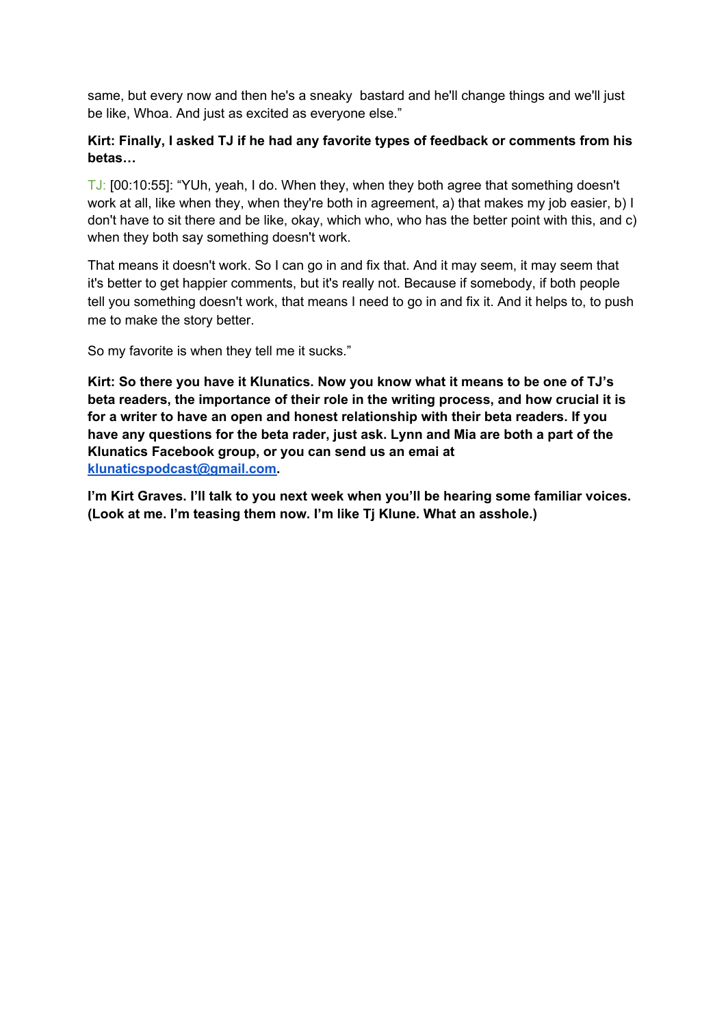same, but every now and then he's a sneaky bastard and he'll change things and we'll just be like, Whoa. And just as excited as everyone else."

**Kirt: Finally, I asked TJ if he had any favorite types of feedback or comments from his betas…**

TJ: [00:10:55]: "YUh, yeah, I do. When they, when they both agree that something doesn't work at all, like when they, when they're both in agreement, a) that makes my job easier, b) I don't have to sit there and be like, okay, which who, who has the better point with this, and c) when they both say something doesn't work.

That means it doesn't work. So I can go in and fix that. And it may seem, it may seem that it's better to get happier comments, but it's really not. Because if somebody, if both people tell you something doesn't work, that means I need to go in and fix it. And it helps to, to push me to make the story better.

So my favorite is when they tell me it sucks."

**Kirt: So there you have it Klunatics. Now you know what it means to be one of TJ's beta readers, the importance of their role in the writing process, and how crucial it is for a writer to have an open and honest relationship with their beta readers. If you have any questions for the beta rader, just ask. Lynn and Mia are both a part of the Klunatics Facebook group, or you can send us an emai at [klunaticspodcast@gmail.com](mailto:klunaticspodcast@gmail.com).**

**I'm Kirt Graves. I'll talk to you next week when you'll be hearing some familiar voices. (Look at me. I'm teasing them now. I'm like Tj Klune. What an asshole.)**